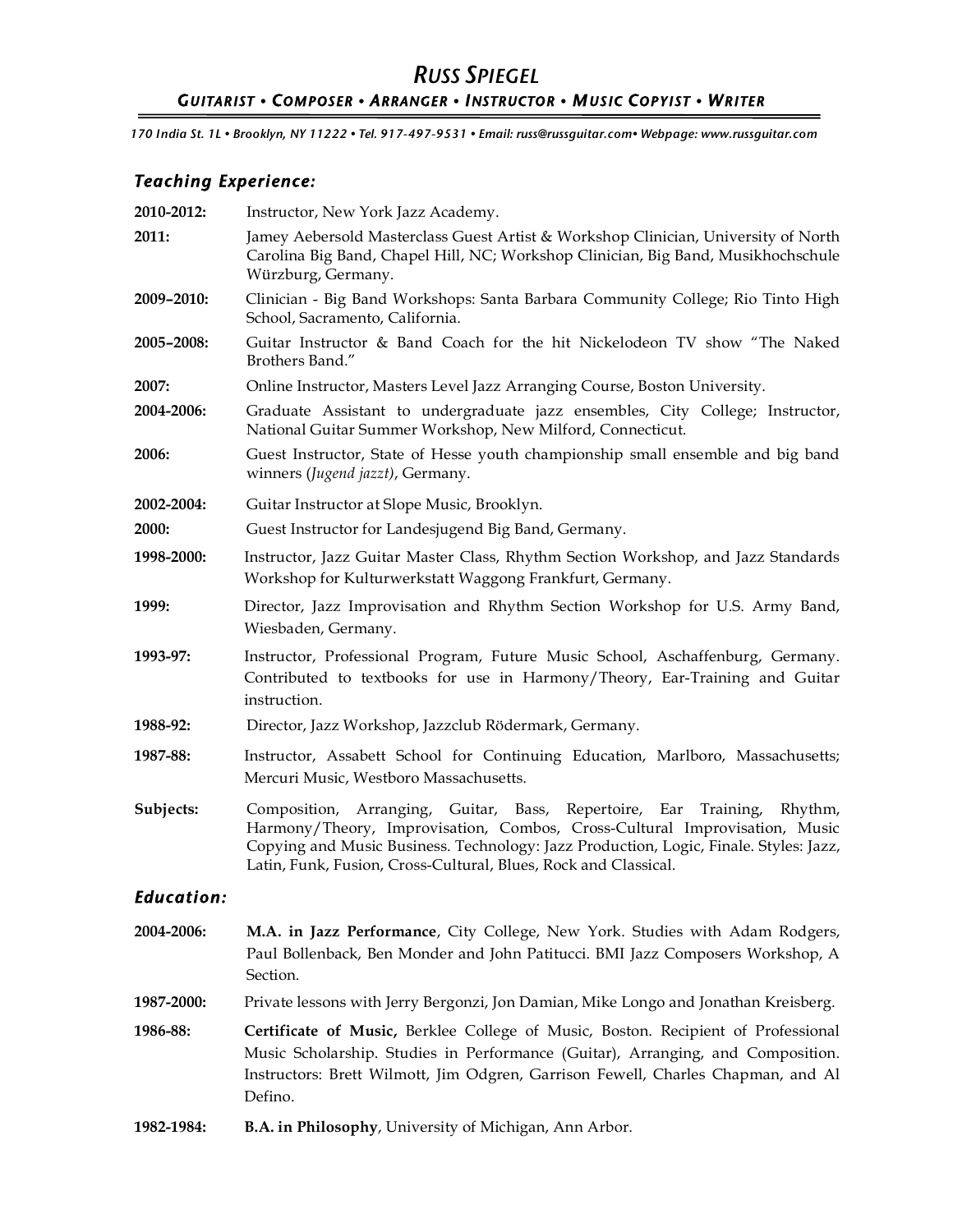# *Russ Spiegel*

## *Guitarist • Composer • Arranger • Instructor • Music Copyist • Writer*

*170 India St. 1L • Brooklyn, NY 11222 • Tel. 917-497-9531 • Email: russ@russguitar.com• Webpage: www.russguitar.com*

### *Teaching Experience:*

**2010-2012:** Instructor, New York Jazz Academy.

**2011:** Jamey Aebersold Masterclass Guest Artist & Workshop Clinician, University of North Carolina Big Band, Chapel Hill, NC; Workshop Clinician, Big Band, Musikhochschule Würzburg, Germany.

**2009–2010:** Clinician - Big Band Workshops: Santa Barbara Community College; Rio Tinto High School, Sacramento, California.

**2005–2008:** Guitar Instructor & Band Coach for the hit Nickelodeon TV show "The Naked Brothers Band."

**2007:** Online Instructor, Masters Level Jazz Arranging Course, Boston University.

**2004-2006:** Graduate Assistant to undergraduate jazz ensembles, City College; Instructor, National Guitar Summer Workshop, New Milford, Connecticut.

**2006:** Guest Instructor, State of Hesse youth championship small ensemble and big band winners (*Jugend jazzt)*, Germany.

**2002-2004:** Guitar Instructor at Slope Music, Brooklyn.

**2000:** Guest Instructor for Landesjugend Big Band, Germany.

**1998-2000:** Instructor, Jazz Guitar Master Class, Rhythm Section Workshop, and Jazz Standards Workshop for Kulturwerkstatt Waggong Frankfurt, Germany.

**1999:** Director, Jazz Improvisation and Rhythm Section Workshop for U.S. Army Band, Wiesbaden, Germany.

**1993-97:** Instructor, Professional Program, Future Music School, Aschaffenburg, Germany. Contributed to textbooks for use in Harmony/Theory, Ear-Training and Guitar instruction.

**1988-92:** Director, Jazz Workshop, Jazzclub Rödermark, Germany.

**1987-88:** Instructor, Assabett School for Continuing Education, Marlboro, Massachusetts; Mercuri Music, Westboro Massachusetts.

**Subjects:** Composition, Arranging, Guitar, Bass, Repertoire, Ear Training, Rhythm, Harmony/Theory, Improvisation, Combos, Cross-Cultural Improvisation, Music Copying and Music Business. Technology: Jazz Production, Logic, Finale. Styles: Jazz, Latin, Funk, Fusion, Cross-Cultural, Blues, Rock and Classical.

### *Education:*

**2004-2006:** **M.A. in Jazz Performance**, City College, New York. Studies with Adam Rodgers, Paul Bollenback, Ben Monder and John Patitucci. BMI Jazz Composers Workshop, A Section.

**1987-2000:** Private lessons with Jerry Bergonzi, Jon Damian, Mike Longo and Jonathan Kreisberg.

**1986-88:** **Certificate of Music,** Berklee College of Music, Boston. Recipient of Professional Music Scholarship. Studies in Performance (Guitar), Arranging, and Composition. Instructors: Brett Wilmott, Jim Odgren, Garrison Fewell, Charles Chapman, and Al Defino.

**1982-1984:** **B.A. in Philosophy**, University of Michigan, Ann Arbor.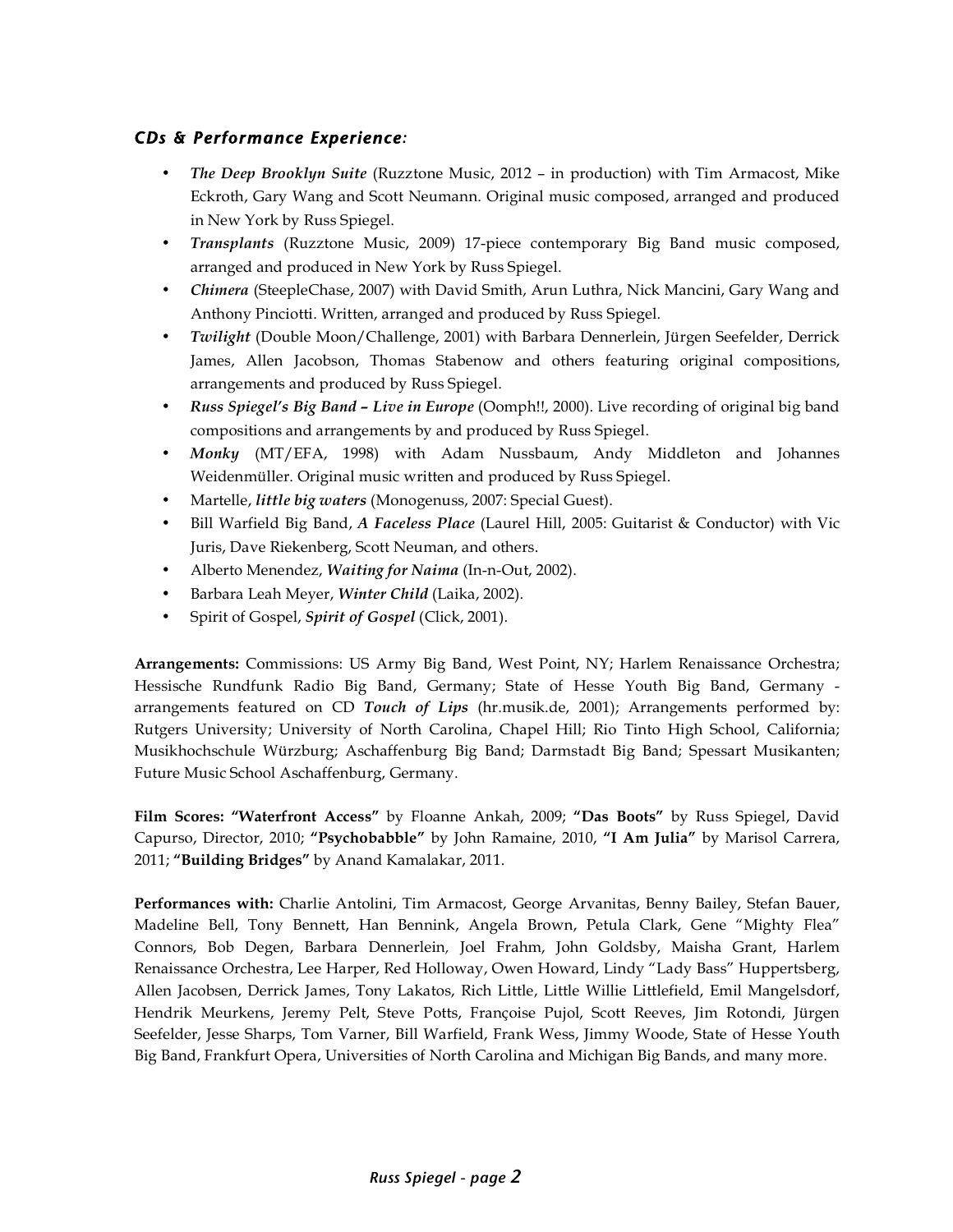### *CDs & Performance Experience:*

- ***The Deep Brooklyn Suite*** (Ruzztone Music, 2012 – in production) with Tim Armacost, Mike Eckroth, Gary Wang and Scott Neumann. Original music composed, arranged and produced in New York by Russ Spiegel.
- ***Transplants*** (Ruzztone Music, 2009) 17-piece contemporary Big Band music composed, arranged and produced in New York by Russ Spiegel.
- ***Chimera*** (SteepleChase, 2007) with David Smith, Arun Luthra, Nick Mancini, Gary Wang and Anthony Pinciotti. Written, arranged and produced by Russ Spiegel.
- ***Twilight*** (Double Moon/Challenge, 2001) with Barbara Dennerlein, Jürgen Seefelder, Derrick James, Allen Jacobson, Thomas Stabenow and others featuring original compositions, arrangements and produced by Russ Spiegel.
- ***Russ Spiegel's Big Band – Live in Europe*** (Oomph!!, 2000). Live recording of original big band compositions and arrangements by and produced by Russ Spiegel.
- ***Monky*** (MT/EFA, 1998) with Adam Nussbaum, Andy Middleton and Johannes Weidenmüller. Original music written and produced by Russ Spiegel.
- Martelle, ***little big waters*** (Monogenuss, 2007: Special Guest).
- Bill Warfield Big Band, ***A Faceless Place*** (Laurel Hill, 2005: Guitarist & Conductor) with Vic Juris, Dave Riekenberg, Scott Neuman, and others.
- Alberto Menendez, ***Waiting for Naima*** (In-n-Out, 2002).
- Barbara Leah Meyer, ***Winter Child*** (Laika, 2002).
- Spirit of Gospel, ***Spirit of Gospel*** (Click, 2001).

**Arrangements:** Commissions: US Army Big Band, West Point, NY; Harlem Renaissance Orchestra; Hessische Rundfunk Radio Big Band, Germany; State of Hesse Youth Big Band, Germany - arrangements featured on CD ***Touch of Lips*** (hr.musik.de, 2001); Arrangements performed by: Rutgers University; University of North Carolina, Chapel Hill; Rio Tinto High School, California; Musikhochschule Würzburg; Aschaffenburg Big Band; Darmstadt Big Band; Spessart Musikanten; Future Music School Aschaffenburg, Germany.

**Film Scores: "Waterfront Access"** by Floanne Ankah, 2009; **"Das Boots"** by Russ Spiegel, David Capurso, Director, 2010; **"Psychobabble"** by John Ramaine, 2010, **"I Am Julia"** by Marisol Carrera, 2011; **"Building Bridges"** by Anand Kamalakar, 2011.

**Performances with:** Charlie Antolini, Tim Armacost, George Arvanitas, Benny Bailey, Stefan Bauer, Madeline Bell, Tony Bennett, Han Bennink, Angela Brown, Petula Clark, Gene "Mighty Flea" Connors, Bob Degen, Barbara Dennerlein, Joel Frahm, John Goldsby, Maisha Grant, Harlem Renaissance Orchestra, Lee Harper, Red Holloway, Owen Howard, Lindy "Lady Bass" Huppertsberg, Allen Jacobsen, Derrick James, Tony Lakatos, Rich Little, Little Willie Littlefield, Emil Mangelsdorf, Hendrik Meurkens, Jeremy Pelt, Steve Potts, Françoise Pujol, Scott Reeves, Jim Rotondi, Jürgen Seefelder, Jesse Sharps, Tom Varner, Bill Warfield, Frank Wess, Jimmy Woode, State of Hesse Youth Big Band, Frankfurt Opera, Universities of North Carolina and Michigan Big Bands, and many more.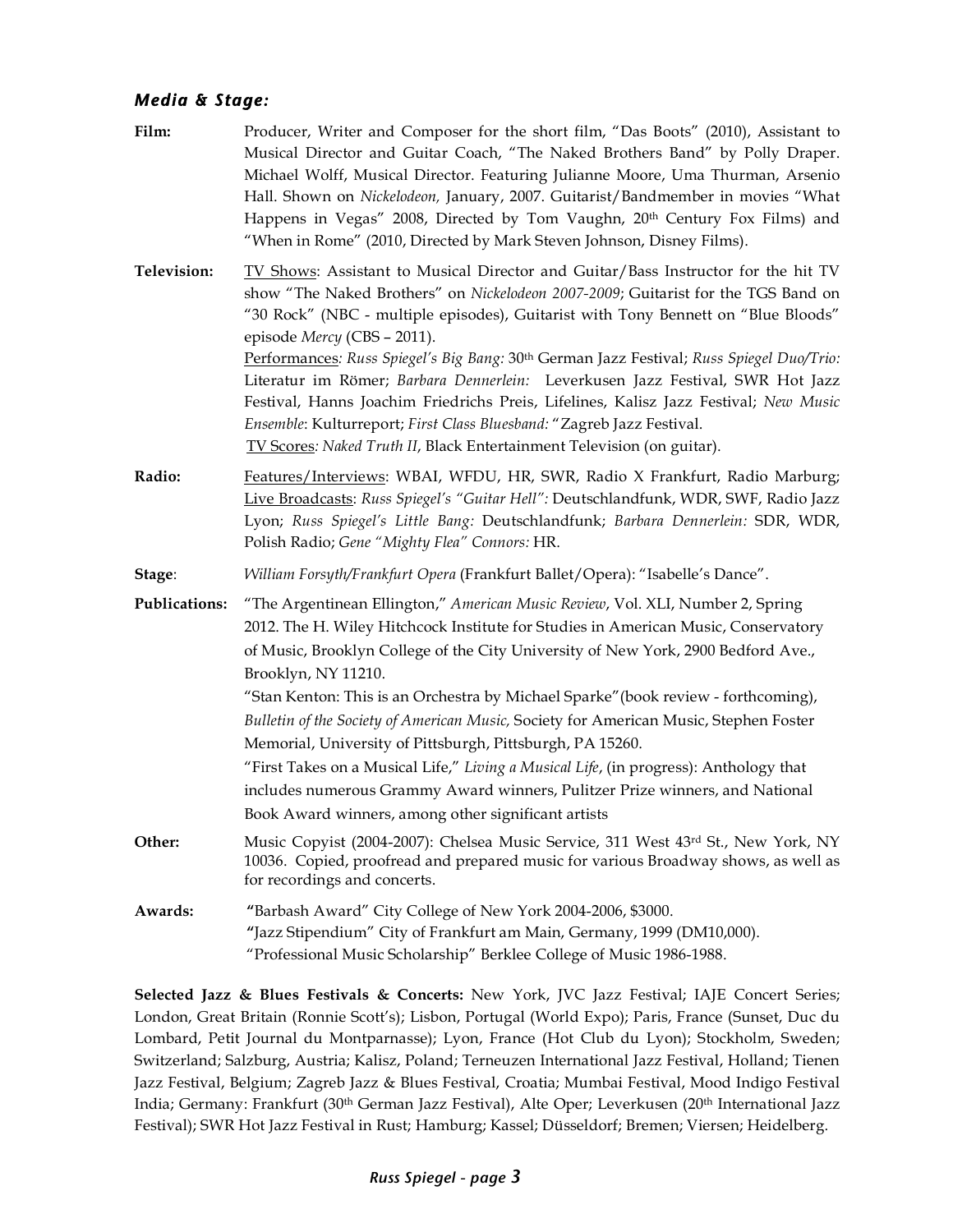### *Media & Stage:*

**Film:** Producer, Writer and Composer for the short film, "Das Boots" (2010), Assistant to Musical Director and Guitar Coach, "The Naked Brothers Band" by Polly Draper. Michael Wolff, Musical Director. Featuring Julianne Moore, Uma Thurman, Arsenio Hall. Shown on *Nickelodeon,* January, 2007. Guitarist/Bandmember in movies "What Happens in Vegas" 2008, Directed by Tom Vaughn, 20th Century Fox Films) and "When in Rome" (2010, Directed by Mark Steven Johnson, Disney Films).

**Television:** TV Shows: Assistant to Musical Director and Guitar/Bass Instructor for the hit TV show "The Naked Brothers" on *Nickelodeon 2007-2009*; Guitarist for the TGS Band on "30 Rock" (NBC - multiple episodes), Guitarist with Tony Bennett on "Blue Bloods" episode *Mercy* (CBS – 2011).
Performances*: Russ Spiegel's Big Bang:* 30th German Jazz Festival; *Russ Spiegel Duo/Trio:* Literatur im Römer; *Barbara Dennerlein:* Leverkusen Jazz Festival, SWR Hot Jazz Festival, Hanns Joachim Friedrichs Preis, Lifelines, Kalisz Jazz Festival; *New Music Ensemble*: Kulturreport; *First Class Bluesband:* "Zagreb Jazz Festival.
TV Scores*: Naked Truth II*, Black Entertainment Television (on guitar).

**Radio:** Features/Interviews: WBAI, WFDU, HR, SWR, Radio X Frankfurt, Radio Marburg; Live Broadcasts: *Russ Spiegel's "Guitar Hell":* Deutschlandfunk, WDR, SWF, Radio Jazz Lyon; *Russ Spiegel's Little Bang:* Deutschlandfunk; *Barbara Dennerlein:* SDR, WDR, Polish Radio; *Gene "Mighty Flea" Connors:* HR.

**Stage**: *William Forsyth/Frankfurt Opera* (Frankfurt Ballet/Opera): "Isabelle's Dance".

**Publications:** "The Argentinean Ellington," *American Music Review*, Vol. XLI, Number 2, Spring 2012. The H. Wiley Hitchcock Institute for Studies in American Music, Conservatory of Music, Brooklyn College of the City University of New York, 2900 Bedford Ave., Brooklyn, NY 11210.
"Stan Kenton: This is an Orchestra by Michael Sparke"(book review - forthcoming), *Bulletin of the Society of American Music,* Society for American Music, Stephen Foster Memorial, University of Pittsburgh, Pittsburgh, PA 15260.
"First Takes on a Musical Life," *Living a Musical Life*, (in progress): Anthology that includes numerous Grammy Award winners, Pulitzer Prize winners, and National Book Award winners, among other significant artists

**Other:** Music Copyist (2004-2007): Chelsea Music Service, 311 West 43rd St., New York, NY 10036. Copied, proofread and prepared music for various Broadway shows, as well as for recordings and concerts.

**Awards:** **"**Barbash Award" City College of New York 2004-2006, $3000.
**"**Jazz Stipendium" City of Frankfurt am Main, Germany, 1999 (DM10,000).
"Professional Music Scholarship" Berklee College of Music 1986-1988.

**Selected Jazz & Blues Festivals & Concerts:** New York, JVC Jazz Festival; IAJE Concert Series; London, Great Britain (Ronnie Scott's); Lisbon, Portugal (World Expo); Paris, France (Sunset, Duc du Lombard, Petit Journal du Montparnasse); Lyon, France (Hot Club du Lyon); Stockholm, Sweden; Switzerland; Salzburg, Austria; Kalisz, Poland; Terneuzen International Jazz Festival, Holland; Tienen Jazz Festival, Belgium; Zagreb Jazz & Blues Festival, Croatia; Mumbai Festival, Mood Indigo Festival India; Germany: Frankfurt (30th German Jazz Festival), Alte Oper; Leverkusen (20th International Jazz Festival); SWR Hot Jazz Festival in Rust; Hamburg; Kassel; Düsseldorf; Bremen; Viersen; Heidelberg.